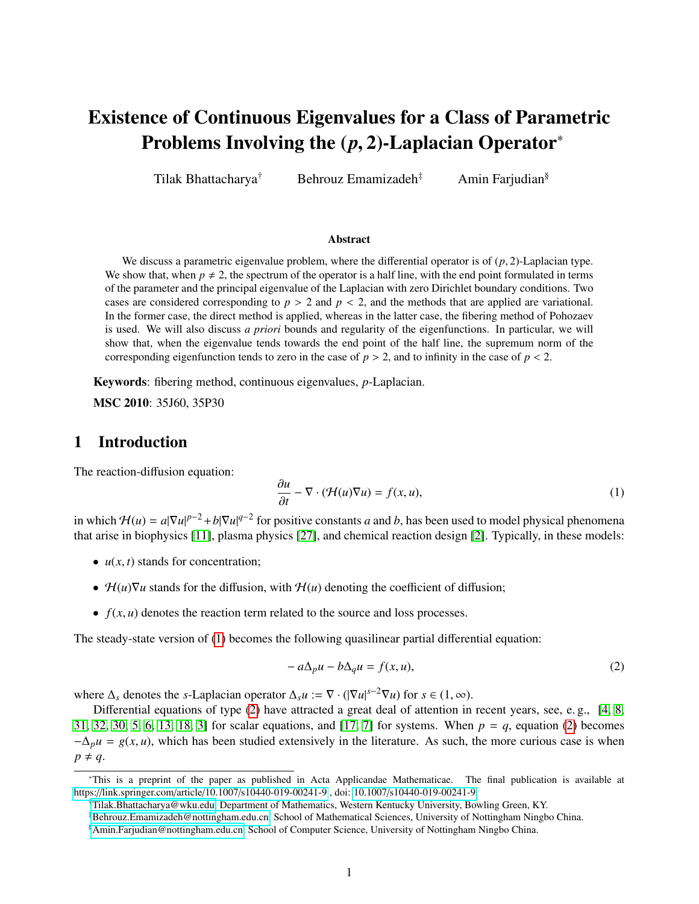# Existence of Continuous Eigenvalues for a Class of Parametric Problems Involving the $(p, 2)$-Laplacian Operator*

Tilak Bhattacharya[†] Behrouz Emamizadeh[‡] Amin Farjudian[§]

### Abstract

We discuss a parametric eigenvalue problem, where the differential operator is of $(p, 2)$-Laplacian type. We show that, when $p \neq 2$, the spectrum of the operator is a half line, with the end point formulated in terms of the parameter and the principal eigenvalue of the Laplacian with zero Dirichlet boundary conditions. Two cases are considered corresponding to $p > 2$ and $p < 2$, and the methods that are applied are variational. In the former case, the direct method is applied, whereas in the latter case, the fibering method of Pohozaev is used. We will also discuss *a priori* bounds and regularity of the eigenfunctions. In particular, we will show that, when the eigenvalue tends towards the end point of the half line, the supremum norm of the corresponding eigenfunction tends to zero in the case of $p > 2$, and to infinity in the case of $p < 2$.

**Keywords**: fibering method, continuous eigenvalues, $p$-Laplacian.

**MSC 2010**: 35J60, 35P30

## 1 Introduction

The reaction-diffusion equation:

$$\frac{\partial u}{\partial t} - \nabla \cdot (\mathcal{H}(u)\nabla u) = f(x, u), \tag{1}$$

in which $\mathcal{H}(u) = a|\nabla u|^{p-2} + b|\nabla u|^{q-2}$ for positive constants $a$ and $b$, has been used to model physical phenomena that arise in biophysics [11], plasma physics [27], and chemical reaction design [2]. Typically, in these models:

- $u(x, t)$ stands for concentration;
- $\mathcal{H}(u)\nabla u$ stands for the diffusion, with $\mathcal{H}(u)$ denoting the coefficient of diffusion;
- $f(x, u)$ denotes the reaction term related to the source and loss processes.

The steady-state version of (1) becomes the following quasilinear partial differential equation:

$$-a\Delta_p u - b\Delta_q u = f(x, u), \tag{2}$$

where $\Delta_s$ denotes the $s$-Laplacian operator $\Delta_s u := \nabla \cdot (|\nabla u|^{s-2}\nabla u)$ for $s \in (1, \infty)$.

Differential equations of type (2) have attracted a great deal of attention in recent years, see, e. g., [4, 8, 31, 32, 30, 5, 6, 13, 18, 3] for scalar equations, and [17, 7] for systems. When $p = q$, equation (2) becomes $-\Delta_p u = g(x, u)$, which has been studied extensively in the literature. As such, the more curious case is when $p \neq q$.

*This is a preprint of the paper as published in Acta Applicandae Mathematicae. The final publication is available at https://link.springer.com/article/10.1007/s10440-019-00241-9, doi: 10.1007/s10440-019-00241-9

[†]Tilak.Bhattacharya@wku.edu, Department of Mathematics, Western Kentucky University, Bowling Green, KY.

[‡]Behrouz.Emamizadeh@nottingham.edu.cn, School of Mathematical Sciences, University of Nottingham Ningbo China.

[§]Amin.Farjudian@nottingham.edu.cn, School of Computer Science, University of Nottingham Ningbo China.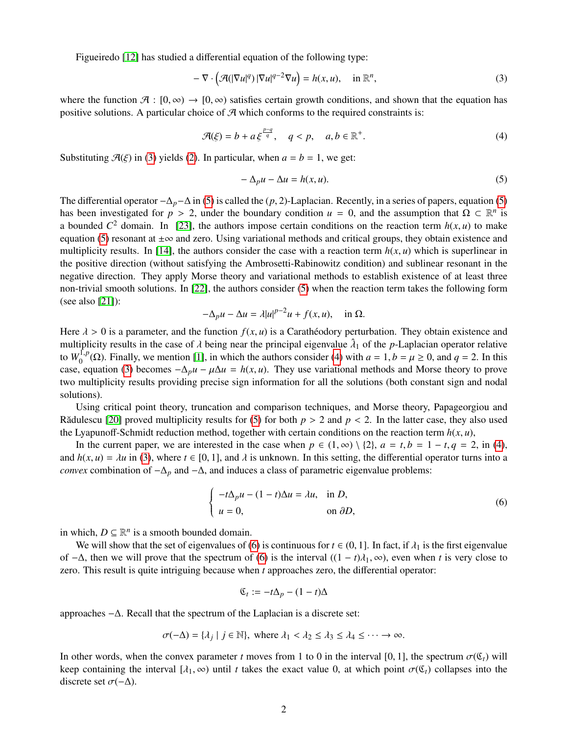Figueiredo [12] has studied a differential equation of the following type:

$$-\nabla \cdot \left(\mathcal{A}(|\nabla u|^q)\,|\nabla u|^{q-2}\nabla u\right) = h(x,u), \quad \text{in } \mathbb{R}^n, \tag{3}$$

where the function $\mathcal{A} : [0,\infty) \to [0,\infty)$ satisfies certain growth conditions, and shown that the equation has positive solutions. A particular choice of $\mathcal{A}$ which conforms to the required constraints is:

$$\mathcal{A}(\xi) = b + a\,\xi^{\frac{p-q}{q}}, \quad q < p, \quad a, b \in \mathbb{R}^+. \tag{4}$$

Substituting $\mathcal{A}(\xi)$ in (3) yields (2). In particular, when $a = b = 1$, we get:

$$-\Delta_p u - \Delta u = h(x,u). \tag{5}$$

The differential operator $-\Delta_p - \Delta$ in (5) is called the $(p,2)$-Laplacian. Recently, in a series of papers, equation (5) has been investigated for $p > 2$, under the boundary condition $u = 0$, and the assumption that $\Omega \subset \mathbb{R}^n$ is a bounded $C^2$ domain. In [23], the authors impose certain conditions on the reaction term $h(x,u)$ to make equation (5) resonant at $\pm\infty$ and zero. Using variational methods and critical groups, they obtain existence and multiplicity results. In [14], the authors consider the case with a reaction term $h(x,u)$ which is superlinear in the positive direction (without satisfying the Ambrosetti-Rabinowitz condition) and sublinear resonant in the negative direction. They apply Morse theory and variational methods to establish existence of at least three non-trivial smooth solutions. In [22], the authors consider (5) when the reaction term takes the following form (see also [21]):

$$-\Delta_p u - \Delta u = \lambda |u|^{p-2}u + f(x,u), \quad \text{in } \Omega.$$

Here $\lambda > 0$ is a parameter, and the function $f(x,u)$ is a Carathéodory perturbation. They obtain existence and multiplicity results in the case of $\lambda$ being near the principal eigenvalue $\hat{\lambda}_1$ of the $p$-Laplacian operator relative to $W_0^{1,p}(\Omega)$. Finally, we mention [1], in which the authors consider (4) with $a = 1, b = \mu \geq 0$, and $q = 2$. In this case, equation (3) becomes $-\Delta_p u - \mu\Delta u = h(x,u)$. They use variational methods and Morse theory to prove two multiplicity results providing precise sign information for all the solutions (both constant sign and nodal solutions).

Using critical point theory, truncation and comparison techniques, and Morse theory, Papageorgiou and Rădulescu [20] proved multiplicity results for (5) for both $p > 2$ and $p < 2$. In the latter case, they also used the Lyapunoff-Schmidt reduction method, together with certain conditions on the reaction term $h(x,u)$,

In the current paper, we are interested in the case when $p \in (1,\infty) \setminus \{2\}$, $a = t, b = 1 - t, q = 2$, in (4), and $h(x,u) = \lambda u$ in (3), where $t \in [0,1]$, and $\lambda$ is unknown. In this setting, the differential operator turns into a *convex* combination of $-\Delta_p$ and $-\Delta$, and induces a class of parametric eigenvalue problems:

$$\begin{cases} -t\Delta_p u - (1-t)\Delta u = \lambda u, & \text{in } D, \\ u = 0, & \text{on } \partial D, \end{cases} \tag{6}$$

in which, $D \subseteq \mathbb{R}^n$ is a smooth bounded domain.

We will show that the set of eigenvalues of (6) is continuous for $t \in (0,1]$. In fact, if $\lambda_1$ is the first eigenvalue of $-\Delta$, then we will prove that the spectrum of (6) is the interval $((1-t)\lambda_1, \infty)$, even when $t$ is very close to zero. This result is quite intriguing because when $t$ approaches zero, the differential operator:

$$\mathfrak{C}_t := -t\Delta_p - (1-t)\Delta$$

approaches $-\Delta$. Recall that the spectrum of the Laplacian is a discrete set:

$$\sigma(-\Delta) = \{\lambda_j \mid j \in \mathbb{N}\}, \text{ where } \lambda_1 < \lambda_2 \leq \lambda_3 \leq \lambda_4 \leq \cdots \to \infty.$$

In other words, when the convex parameter $t$ moves from 1 to 0 in the interval $[0,1]$, the spectrum $\sigma(\mathfrak{C}_t)$ will keep containing the interval $[\lambda_1, \infty)$ until $t$ takes the exact value 0, at which point $\sigma(\mathfrak{C}_t)$ collapses into the discrete set $\sigma(-\Delta)$.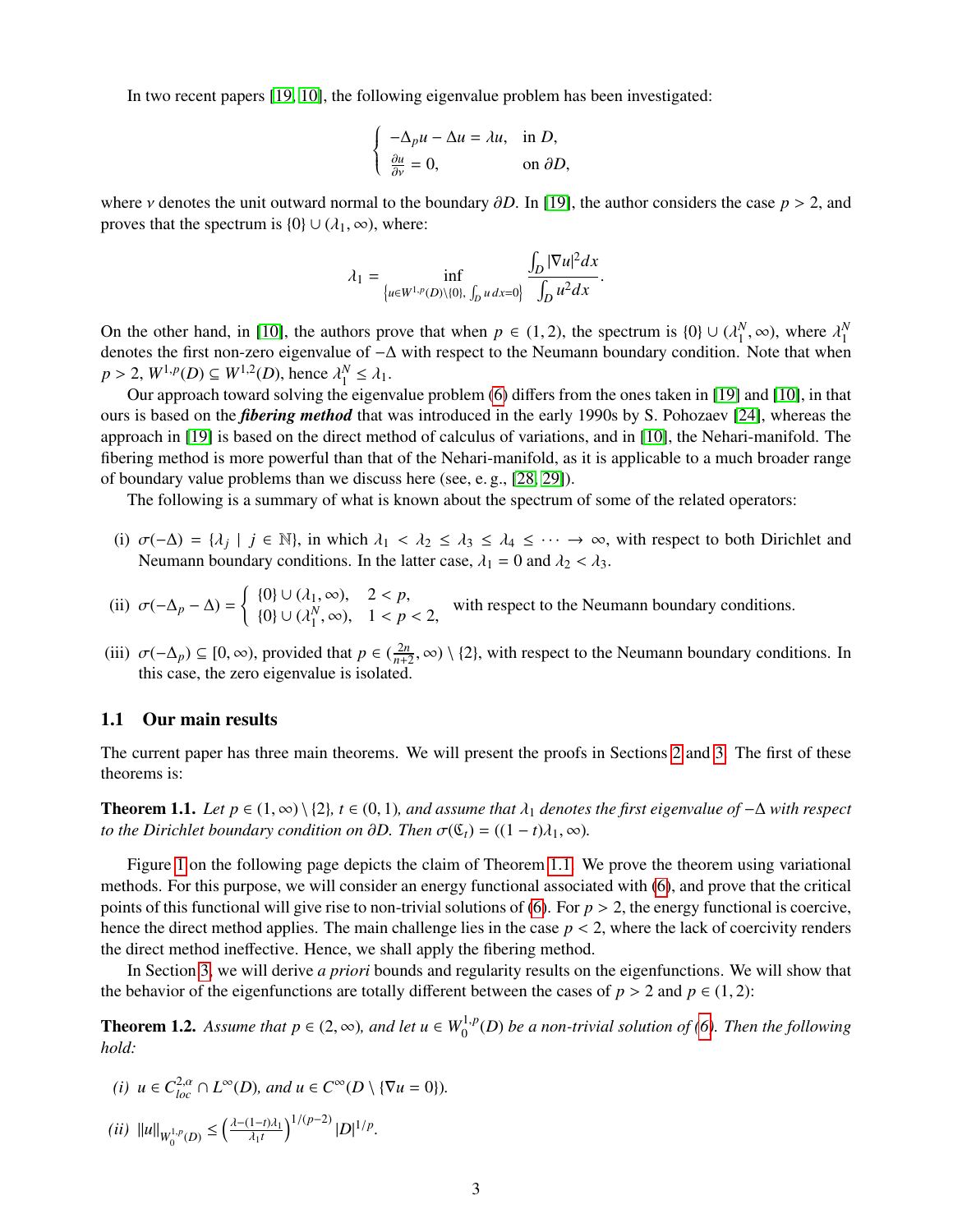In two recent papers [19, 10], the following eigenvalue problem has been investigated:

$$\begin{cases} -\Delta_p u - \Delta u = \lambda u, & \text{in } D, \\ \frac{\partial u}{\partial \nu} = 0, & \text{on } \partial D, \end{cases}$$

where $\nu$ denotes the unit outward normal to the boundary $\partial D$. In [19], the author considers the case $p > 2$, and proves that the spectrum is $\{0\} \cup (\lambda_1, \infty)$, where:

$$\lambda_1 = \inf_{\left\{u \in W^{1,p}(D)\setminus\{0\},\ \int_D u\, dx = 0\right\}} \frac{\int_D |\nabla u|^2 dx}{\int_D u^2 dx}.$$

On the other hand, in [10], the authors prove that when $p \in (1, 2)$, the spectrum is $\{0\} \cup (\lambda_1^N, \infty)$, where $\lambda_1^N$ denotes the first non-zero eigenvalue of $-\Delta$ with respect to the Neumann boundary condition. Note that when $p > 2$, $W^{1,p}(D) \subseteq W^{1,2}(D)$, hence $\lambda_1^N \leq \lambda_1$.

Our approach toward solving the eigenvalue problem (6) differs from the ones taken in [19] and [10], in that ours is based on the ***fibering method*** that was introduced in the early 1990s by S. Pohozaev [24], whereas the approach in [19] is based on the direct method of calculus of variations, and in [10], the Nehari-manifold. The fibering method is more powerful than that of the Nehari-manifold, as it is applicable to a much broader range of boundary value problems than we discuss here (see, e. g., [28, 29]).

The following is a summary of what is known about the spectrum of some of the related operators:

(i) $\sigma(-\Delta) = \{\lambda_j \mid j \in \mathbb{N}\}$, in which $\lambda_1 < \lambda_2 \leq \lambda_3 \leq \lambda_4 \leq \cdots \to \infty$, with respect to both Dirichlet and Neumann boundary conditions. In the latter case, $\lambda_1 = 0$ and $\lambda_2 < \lambda_3$.

(ii) $\sigma(-\Delta_p - \Delta) = \begin{cases} \{0\} \cup (\lambda_1, \infty), & 2 < p, \\ \{0\} \cup (\lambda_1^N, \infty), & 1 < p < 2, \end{cases}$ with respect to the Neumann boundary conditions.

(iii) $\sigma(-\Delta_p) \subseteq [0, \infty)$, provided that $p \in (\frac{2n}{n+2}, \infty) \setminus \{2\}$, with respect to the Neumann boundary conditions. In this case, the zero eigenvalue is isolated.

## 1.1 Our main results

The current paper has three main theorems. We will present the proofs in Sections 2 and 3. The first of these theorems is:

**Theorem 1.1.** *Let $p \in (1, \infty) \setminus \{2\}$, $t \in (0, 1)$, and assume that $\lambda_1$ denotes the first eigenvalue of $-\Delta$ with respect to the Dirichlet boundary condition on $\partial D$. Then $\sigma(\mathfrak{C}_t) = ((1-t)\lambda_1, \infty)$.*

Figure 1 on the following page depicts the claim of Theorem 1.1. We prove the theorem using variational methods. For this purpose, we will consider an energy functional associated with (6), and prove that the critical points of this functional will give rise to non-trivial solutions of (6). For $p > 2$, the energy functional is coercive, hence the direct method applies. The main challenge lies in the case $p < 2$, where the lack of coercivity renders the direct method ineffective. Hence, we shall apply the fibering method.

In Section 3, we will derive *a priori* bounds and regularity results on the eigenfunctions. We will show that the behavior of the eigenfunctions are totally different between the cases of $p > 2$ and $p \in (1, 2)$:

**Theorem 1.2.** *Assume that $p \in (2, \infty)$, and let $u \in W_0^{1,p}(D)$ be a non-trivial solution of (6). Then the following hold:*

*(i) $u \in C^{2,\alpha}_{loc} \cap L^\infty(D)$, and $u \in C^\infty(D \setminus \{\nabla u = 0\})$.*

*(ii) $\|u\|_{W_0^{1,p}(D)} \leq \left(\frac{\lambda - (1-t)\lambda_1}{\lambda_1 t}\right)^{1/(p-2)} |D|^{1/p}$.*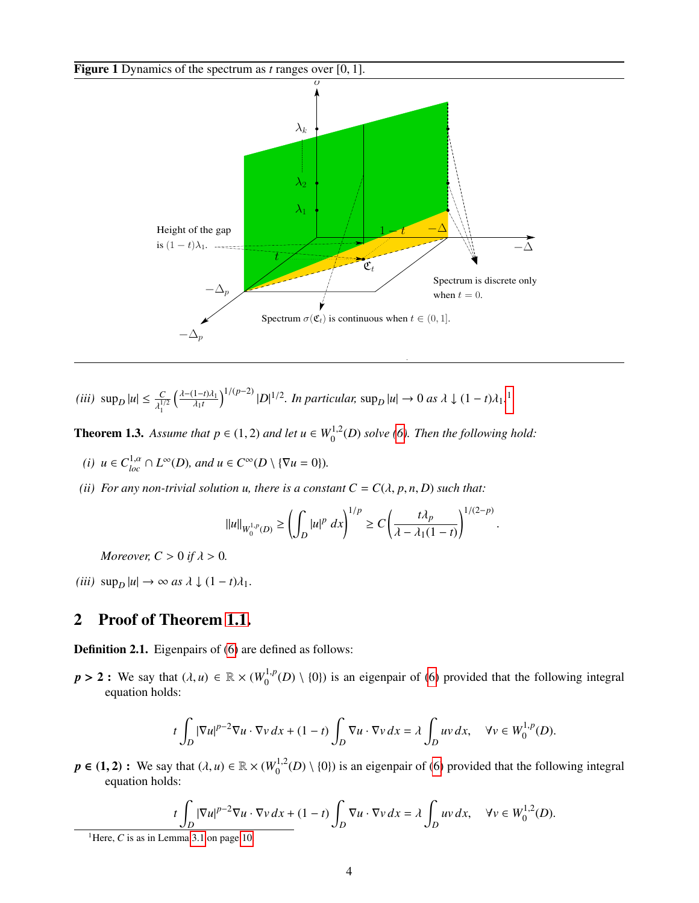**Figure 1** Dynamics of the spectrum as $t$ ranges over $[0, 1]$.

*(iii)* $\sup_D |u| \leq \frac{C}{\lambda_1^{1/2}} \left( \frac{\lambda - (1-t)\lambda_1}{\lambda_1 t} \right)^{1/(p-2)} |D|^{1/2}$. *In particular,* $\sup_D |u| \to 0$ *as* $\lambda \downarrow (1-t)\lambda_1$.[1]

**Theorem 1.3.** *Assume that* $p \in (1, 2)$ *and let* $u \in W_0^{1,2}(D)$ *solve* (6)*. Then the following hold:*

*(i)* $u \in C^{1,\alpha}_{loc} \cap L^\infty(D)$*, and* $u \in C^\infty(D \setminus \{\nabla u = 0\})$.

*(ii) For any non-trivial solution* $u$*, there is a constant* $C = C(\lambda, p, n, D)$ *such that:*

$$\|u\|_{W_0^{1,p}(D)} \geq \left( \int_D |u|^p \, dx \right)^{1/p} \geq C \left( \frac{t\lambda_p}{\lambda - \lambda_1(1-t)} \right)^{1/(2-p)}.$$

*Moreover,* $C > 0$ *if* $\lambda > 0$.

*(iii)* $\sup_D |u| \to \infty$ *as* $\lambda \downarrow (1-t)\lambda_1$.

## 2 Proof of Theorem 1.1.

**Definition 2.1.** Eigenpairs of (6) are defined as follows:

**$p > 2$ :** We say that $(\lambda, u) \in \mathbb{R} \times (W_0^{1,p}(D) \setminus \{0\})$ is an eigenpair of (6) provided that the following integral equation holds:

$$t \int_D |\nabla u|^{p-2} \nabla u \cdot \nabla v \, dx + (1-t) \int_D \nabla u \cdot \nabla v \, dx = \lambda \int_D uv \, dx, \quad \forall v \in W_0^{1,p}(D).$$

**$p \in (1, 2)$ :** We say that $(\lambda, u) \in \mathbb{R} \times (W_0^{1,2}(D) \setminus \{0\})$ is an eigenpair of (6) provided that the following integral equation holds:

$$t \int_D |\nabla u|^{p-2} \nabla u \cdot \nabla v \, dx + (1-t) \int_D \nabla u \cdot \nabla v \, dx = \lambda \int_D uv \, dx, \quad \forall v \in W_0^{1,2}(D).$$

[1]Here, $C$ is as in Lemma 3.1 on page 10.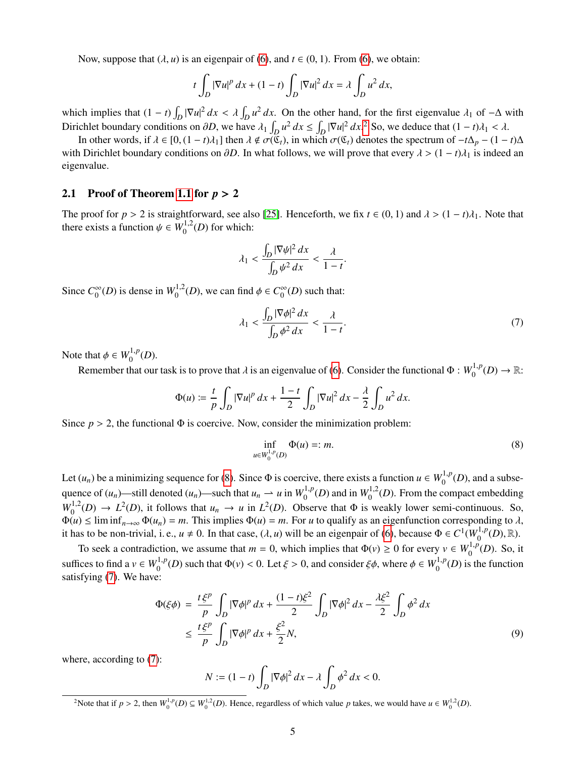Now, suppose that $(\lambda, u)$ is an eigenpair of (6), and $t \in (0,1)$. From (6), we obtain:

$$t \int_D |\nabla u|^p \, dx + (1-t) \int_D |\nabla u|^2 \, dx = \lambda \int_D u^2 \, dx,$$

which implies that $(1-t)\int_D |\nabla u|^2 \, dx < \lambda \int_D u^2 \, dx$. On the other hand, for the first eigenvalue $\lambda_1$ of $-\Delta$ with Dirichlet boundary conditions on $\partial D$, we have $\lambda_1 \int_D u^2 \, dx \leq \int_D |\nabla u|^2 \, dx$.[2] So, we deduce that $(1-t)\lambda_1 < \lambda$.

In other words, if $\lambda \in [0, (1-t)\lambda_1]$ then $\lambda \notin \sigma(\mathfrak{C}_t)$, in which $\sigma(\mathfrak{C}_t)$ denotes the spectrum of $-t\Delta_p - (1-t)\Delta$ with Dirichlet boundary conditions on $\partial D$. In what follows, we will prove that every $\lambda > (1-t)\lambda_1$ is indeed an eigenvalue.

### 2.1 Proof of Theorem 1.1 for $p > 2$

The proof for $p > 2$ is straightforward, see also [25]. Henceforth, we fix $t \in (0,1)$ and $\lambda > (1-t)\lambda_1$. Note that there exists a function $\psi \in W_0^{1,2}(D)$ for which:

$$\lambda_1 < \frac{\int_D |\nabla \psi|^2 \, dx}{\int_D \psi^2 \, dx} < \frac{\lambda}{1-t}.$$

Since $C_0^\infty(D)$ is dense in $W_0^{1,2}(D)$, we can find $\phi \in C_0^\infty(D)$ such that:

$$\lambda_1 < \frac{\int_D |\nabla \phi|^2 \, dx}{\int_D \phi^2 \, dx} < \frac{\lambda}{1-t}. \tag{7}$$

Note that $\phi \in W_0^{1,p}(D)$.

Remember that our task is to prove that $\lambda$ is an eigenvalue of (6). Consider the functional $\Phi : W_0^{1,p}(D) \to \mathbb{R}$:

$$\Phi(u) := \frac{t}{p} \int_D |\nabla u|^p \, dx + \frac{1-t}{2} \int_D |\nabla u|^2 \, dx - \frac{\lambda}{2} \int_D u^2 \, dx.$$

Since $p > 2$, the functional $\Phi$ is coercive. Now, consider the minimization problem:

$$\inf_{u \in W_0^{1,p}(D)} \Phi(u) =: m. \tag{8}$$

Let $(u_n)$ be a minimizing sequence for (8). Since $\Phi$ is coercive, there exists a function $u \in W_0^{1,p}(D)$, and a subsequence of $(u_n)$—still denoted $(u_n)$—such that $u_n \rightharpoonup u$ in $W_0^{1,p}(D)$ and in $W_0^{1,2}(D)$. From the compact embedding $W_0^{1,2}(D) \to L^2(D)$, it follows that $u_n \to u$ in $L^2(D)$. Observe that $\Phi$ is weakly lower semi-continuous. So, $\Phi(u) \leq \liminf_{n\to\infty} \Phi(u_n) = m$. This implies $\Phi(u) = m$. For $u$ to qualify as an eigenfunction corresponding to $\lambda$, it has to be non-trivial, i. e., $u \neq 0$. In that case, $(\lambda, u)$ will be an eigenpair of (6), because $\Phi \in C^1(W_0^{1,p}(D), \mathbb{R})$.

To seek a contradiction, we assume that $m = 0$, which implies that $\Phi(v) \geq 0$ for every $v \in W_0^{1,p}(D)$. So, it suffices to find a $v \in W_0^{1,p}(D)$ such that $\Phi(v) < 0$. Let $\xi > 0$, and consider $\xi\phi$, where $\phi \in W_0^{1,p}(D)$ is the function satisfying (7). We have:

$$\begin{aligned}
\Phi(\xi\phi) &= \frac{t\xi^p}{p} \int_D |\nabla \phi|^p \, dx + \frac{(1-t)\xi^2}{2} \int_D |\nabla \phi|^2 \, dx - \frac{\lambda \xi^2}{2} \int_D \phi^2 \, dx \\
&\leq \frac{t\xi^p}{p} \int_D |\nabla \phi|^p \, dx + \frac{\xi^2}{2} N,
\end{aligned} \tag{9}$$

where, according to (7):

$$N := (1-t) \int_D |\nabla \phi|^2 \, dx - \lambda \int_D \phi^2 \, dx < 0.$$

[2] Note that if $p > 2$, then $W_0^{1,p}(D) \subseteq W_0^{1,2}(D)$. Hence, regardless of which value $p$ takes, we would have $u \in W_0^{1,2}(D)$.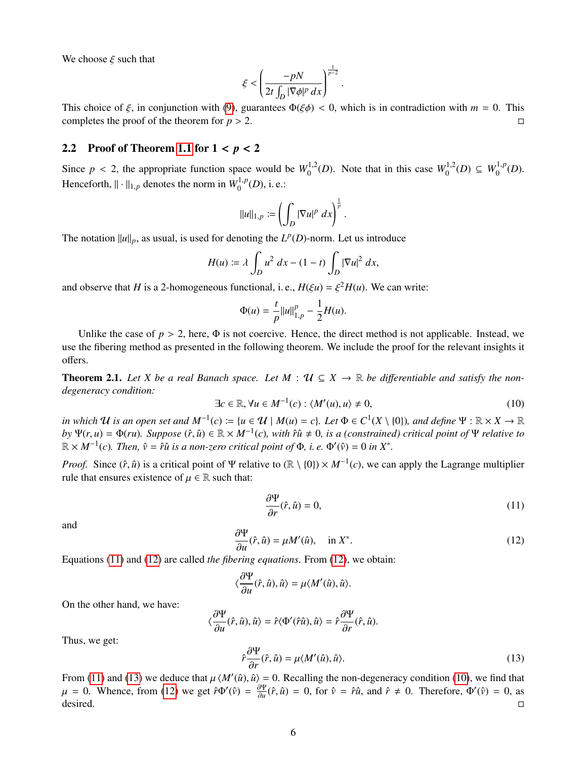We choose $\xi$ such that

$$\xi < \left( \frac{-pN}{2t \int_D |\nabla \phi|^p \, dx} \right)^{\frac{1}{p-2}}.$$

This choice of $\xi$, in conjunction with (9), guarantees $\Phi(\xi\phi) < 0$, which is in contradiction with $m = 0$. This completes the proof of the theorem for $p > 2$. □

## 2.2 Proof of Theorem 1.1 for $1 < p < 2$

Since $p < 2$, the appropriate function space would be $W_0^{1,2}(D)$. Note that in this case $W_0^{1,2}(D) \subseteq W_0^{1,p}(D)$. Henceforth, $\| \cdot \|_{1,p}$ denotes the norm in $W_0^{1,p}(D)$, i. e.:

$$\|u\|_{1,p} := \left( \int_D |\nabla u|^p \, dx \right)^{\frac{1}{p}}.$$

The notation $\|u\|_p$, as usual, is used for denoting the $L^p(D)$-norm. Let us introduce

$$H(u) := \lambda \int_D u^2 \, dx - (1-t) \int_D |\nabla u|^2 \, dx,$$

and observe that $H$ is a 2-homogeneous functional, i. e., $H(\xi u) = \xi^2 H(u)$. We can write:

$$\Phi(u) = \frac{t}{p} \|u\|_{1,p}^p - \frac{1}{2} H(u).$$

Unlike the case of $p > 2$, here, $\Phi$ is not coercive. Hence, the direct method is not applicable. Instead, we use the fibering method as presented in the following theorem. We include the proof for the relevant insights it offers.

**Theorem 2.1.** *Let $X$ be a real Banach space. Let $M : \mathcal{U} \subseteq X \to \mathbb{R}$ be differentiable and satisfy the non-degeneracy condition:*

$$\exists c \in \mathbb{R}, \forall u \in M^{-1}(c) : \langle M'(u), u \rangle \neq 0, \tag{10}$$

*in which $\mathcal{U}$ is an open set and $M^{-1}(c) := \{u \in \mathcal{U} \mid M(u) = c\}$. Let $\Phi \in C^1(X \setminus \{0\})$, and define $\Psi : \mathbb{R} \times X \to \mathbb{R}$ by $\Psi(r, u) = \Phi(ru)$. Suppose $(\hat{r}, \hat{u}) \in \mathbb{R} \times M^{-1}(c)$, with $\hat{r}\hat{u} \neq 0$, is a (constrained) critical point of $\Psi$ relative to $\mathbb{R} \times M^{-1}(c)$. Then, $\hat{v} = \hat{r}\hat{u}$ is a non-zero critical point of $\Phi$, i. e. $\Phi'(\hat{v}) = 0$ in $X^*$.*

*Proof.* Since $(\hat{r}, \hat{u})$ is a critical point of $\Psi$ relative to $(\mathbb{R} \setminus \{0\}) \times M^{-1}(c)$, we can apply the Lagrange multiplier rule that ensures existence of $\mu \in \mathbb{R}$ such that:

$$\frac{\partial \Psi}{\partial r}(\hat{r}, \hat{u}) = 0, \tag{11}$$

and

$$\frac{\partial \Psi}{\partial u}(\hat{r}, \hat{u}) = \mu M'(\hat{u}), \quad \text{in } X^*. \tag{12}$$

Equations (11) and (12) are called *the fibering equations*. From (12), we obtain:

$$\langle \frac{\partial \Psi}{\partial u}(\hat{r}, \hat{u}), \hat{u} \rangle = \mu \langle M'(\hat{u}), \hat{u} \rangle.$$

On the other hand, we have:

$$\langle \frac{\partial \Psi}{\partial u}(\hat{r}, \hat{u}), \hat{u} \rangle = \hat{r} \langle \Phi'(\hat{r}\hat{u}), \hat{u} \rangle = \hat{r} \frac{\partial \Psi}{\partial r}(\hat{r}, \hat{u}).$$

Thus, we get:

$$\hat{r} \frac{\partial \Psi}{\partial r}(\hat{r}, \hat{u}) = \mu \langle M'(\hat{u}), \hat{u} \rangle. \tag{13}$$

From (11) and (13) we deduce that $\mu \langle M'(\hat{u}), \hat{u} \rangle = 0$. Recalling the non-degeneracy condition (10), we find that $\mu = 0$. Whence, from (12) we get $\hat{r}\Phi'(\hat{v}) = \frac{\partial \Psi}{\partial u}(\hat{r}, \hat{u}) = 0$, for $\hat{v} = \hat{r}\hat{u}$, and $\hat{r} \neq 0$. Therefore, $\Phi'(\hat{v}) = 0$, as desired. □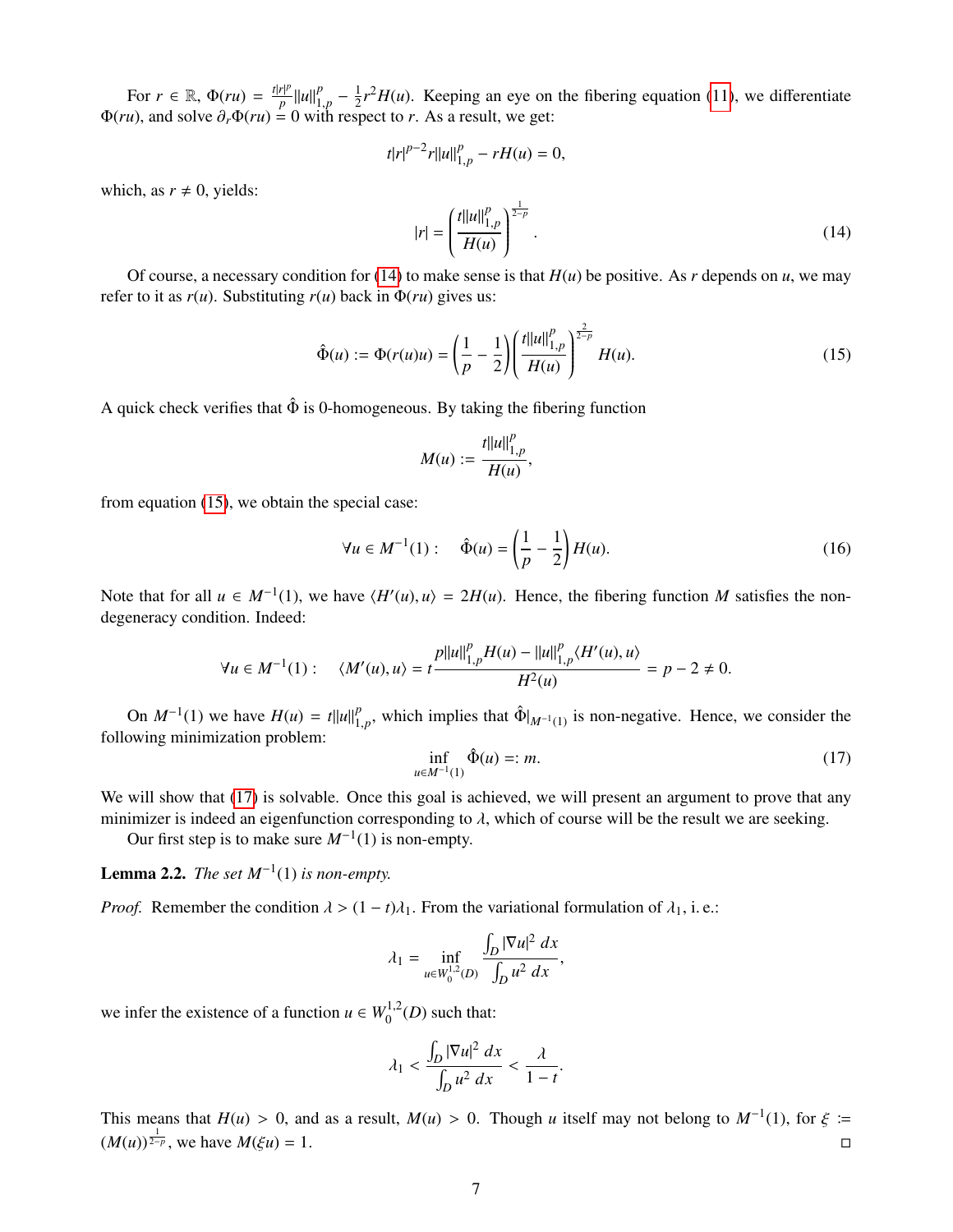For $r \in \mathbb{R}$, $\Phi(ru) = \frac{t|r|^p}{p}\|u\|_{1,p}^p - \frac{1}{2}r^2 H(u)$. Keeping an eye on the fibering equation (11), we differentiate $\Phi(ru)$, and solve $\partial_r \Phi(ru) = 0$ with respect to $r$. As a result, we get:

$$t|r|^{p-2} r \|u\|_{1,p}^p - rH(u) = 0,$$

which, as $r \neq 0$, yields:

$$|r| = \left( \frac{t\|u\|_{1,p}^p}{H(u)} \right)^{\frac{1}{2-p}}. \tag{14}$$

Of course, a necessary condition for (14) to make sense is that $H(u)$ be positive. As $r$ depends on $u$, we may refer to it as $r(u)$. Substituting $r(u)$ back in $\Phi(ru)$ gives us:

$$\hat{\Phi}(u) := \Phi(r(u)u) = \left( \frac{1}{p} - \frac{1}{2} \right) \left( \frac{t\|u\|_{1,p}^p}{H(u)} \right)^{\frac{2}{2-p}} H(u). \tag{15}$$

A quick check verifies that $\hat{\Phi}$ is 0-homogeneous. By taking the fibering function

$$M(u) := \frac{t\|u\|_{1,p}^p}{H(u)},$$

from equation (15), we obtain the special case:

$$\forall u \in M^{-1}(1): \quad \hat{\Phi}(u) = \left( \frac{1}{p} - \frac{1}{2} \right) H(u). \tag{16}$$

Note that for all $u \in M^{-1}(1)$, we have $\langle H'(u), u \rangle = 2H(u)$. Hence, the fibering function $M$ satisfies the non-degeneracy condition. Indeed:

$$\forall u \in M^{-1}(1): \quad \langle M'(u), u \rangle = t \frac{p\|u\|_{1,p}^p H(u) - \|u\|_{1,p}^p \langle H'(u), u \rangle}{H^2(u)} = p - 2 \neq 0.$$

On $M^{-1}(1)$ we have $H(u) = t\|u\|_{1,p}^p$, which implies that $\hat{\Phi}|_{M^{-1}(1)}$ is non-negative. Hence, we consider the following minimization problem:

$$\inf_{u \in M^{-1}(1)} \hat{\Phi}(u) =: m. \tag{17}$$

We will show that (17) is solvable. Once this goal is achieved, we will present an argument to prove that any minimizer is indeed an eigenfunction corresponding to $\lambda$, which of course will be the result we are seeking.

Our first step is to make sure $M^{-1}(1)$ is non-empty.

**Lemma 2.2.** *The set $M^{-1}(1)$ is non-empty.*

*Proof.* Remember the condition $\lambda > (1-t)\lambda_1$. From the variational formulation of $\lambda_1$, i. e.:

$$\lambda_1 = \inf_{u \in W_0^{1,2}(D)} \frac{\int_D |\nabla u|^2 \, dx}{\int_D u^2 \, dx},$$

we infer the existence of a function $u \in W_0^{1,2}(D)$ such that:

$$\lambda_1 < \frac{\int_D |\nabla u|^2 \, dx}{\int_D u^2 \, dx} < \frac{\lambda}{1-t}.$$

This means that $H(u) > 0$, and as a result, $M(u) > 0$. Though $u$ itself may not belong to $M^{-1}(1)$, for $\xi := (M(u))^{\frac{1}{2-p}}$, we have $M(\xi u) = 1$. □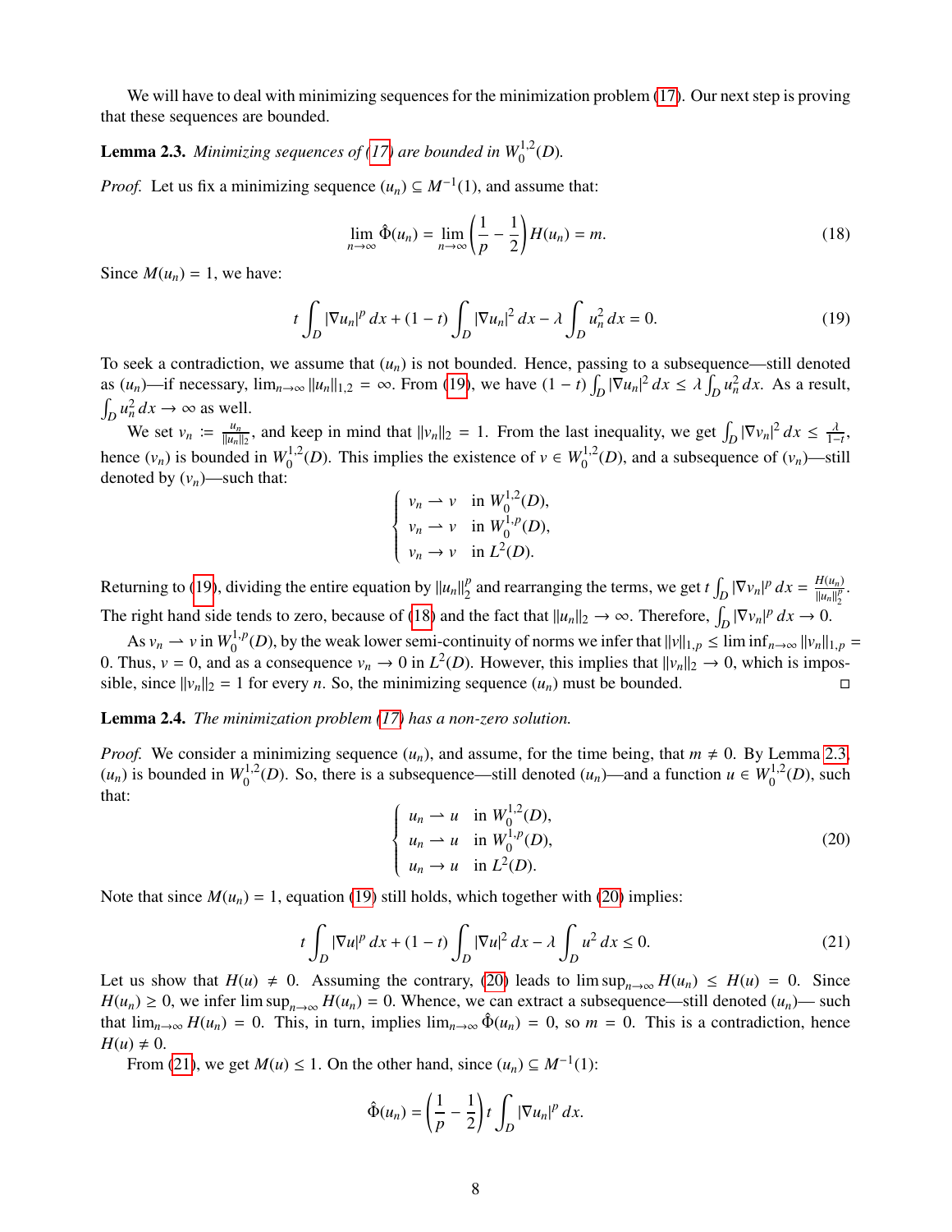We will have to deal with minimizing sequences for the minimization problem (17). Our next step is proving that these sequences are bounded.

**Lemma 2.3.** *Minimizing sequences of (17) are bounded in $W_0^{1,2}(D)$.*

*Proof.* Let us fix a minimizing sequence $(u_n) \subseteq M^{-1}(1)$, and assume that:

$$\lim_{n\to\infty} \hat{\Phi}(u_n) = \lim_{n\to\infty} \left(\frac{1}{p} - \frac{1}{2}\right) H(u_n) = m. \tag{18}$$

Since $M(u_n) = 1$, we have:

$$t \int_D |\nabla u_n|^p \, dx + (1-t) \int_D |\nabla u_n|^2 \, dx - \lambda \int_D u_n^2 \, dx = 0. \tag{19}$$

To seek a contradiction, we assume that $(u_n)$ is not bounded. Hence, passing to a subsequence—still denoted as $(u_n)$—if necessary, $\lim_{n\to\infty} \|u_n\|_{1,2} = \infty$. From (19), we have $(1-t)\int_D |\nabla u_n|^2 \, dx \leq \lambda \int_D u_n^2 \, dx$. As a result, $\int_D u_n^2 \, dx \to \infty$ as well.

We set $v_n := \frac{u_n}{\|u_n\|_2}$, and keep in mind that $\|v_n\|_2 = 1$. From the last inequality, we get $\int_D |\nabla v_n|^2 \, dx \leq \frac{\lambda}{1-t}$, hence $(v_n)$ is bounded in $W_0^{1,2}(D)$. This implies the existence of $v \in W_0^{1,2}(D)$, and a subsequence of $(v_n)$—still denoted by $(v_n)$—such that:

$$\begin{cases} v_n \rightharpoonup v & \text{in } W_0^{1,2}(D), \\ v_n \rightharpoonup v & \text{in } W_0^{1,p}(D), \\ v_n \to v & \text{in } L^2(D). \end{cases}$$

Returning to (19), dividing the entire equation by $\|u_n\|_2^p$ and rearranging the terms, we get $t\int_D |\nabla v_n|^p \, dx = \frac{H(u_n)}{\|u_n\|_2^p}$. The right hand side tends to zero, because of (18) and the fact that $\|u_n\|_2 \to \infty$. Therefore, $\int_D |\nabla v_n|^p \, dx \to 0$.

As $v_n \rightharpoonup v$ in $W_0^{1,p}(D)$, by the weak lower semi-continuity of norms we infer that $\|v\|_{1,p} \leq \liminf_{n\to\infty} \|v_n\|_{1,p} = 0$. Thus, $v = 0$, and as a consequence $v_n \to 0$ in $L^2(D)$. However, this implies that $\|v_n\|_2 \to 0$, which is impossible, since $\|v_n\|_2 = 1$ for every $n$. So, the minimizing sequence $(u_n)$ must be bounded. □

**Lemma 2.4.** *The minimization problem (17) has a non-zero solution.*

*Proof.* We consider a minimizing sequence $(u_n)$, and assume, for the time being, that $m \neq 0$. By Lemma 2.3, $(u_n)$ is bounded in $W_0^{1,2}(D)$. So, there is a subsequence—still denoted $(u_n)$—and a function $u \in W_0^{1,2}(D)$, such that:

$$\begin{cases} u_n \rightharpoonup u & \text{in } W_0^{1,2}(D), \\ u_n \rightharpoonup u & \text{in } W_0^{1,p}(D), \\ u_n \to u & \text{in } L^2(D). \end{cases} \tag{20}$$

Note that since $M(u_n) = 1$, equation (19) still holds, which together with (20) implies:

$$t \int_D |\nabla u|^p \, dx + (1-t) \int_D |\nabla u|^2 \, dx - \lambda \int_D u^2 \, dx \leq 0. \tag{21}$$

Let us show that $H(u) \neq 0$. Assuming the contrary, (20) leads to $\limsup_{n\to\infty} H(u_n) \leq H(u) = 0$. Since $H(u_n) \geq 0$, we infer $\limsup_{n\to\infty} H(u_n) = 0$. Whence, we can extract a subsequence—still denoted $(u_n)$— such that $\lim_{n\to\infty} H(u_n) = 0$. This, in turn, implies $\lim_{n\to\infty} \hat{\Phi}(u_n) = 0$, so $m = 0$. This is a contradiction, hence $H(u) \neq 0$.

From (21), we get $M(u) \leq 1$. On the other hand, since $(u_n) \subseteq M^{-1}(1)$:

$$\hat{\Phi}(u_n) = \left(\frac{1}{p} - \frac{1}{2}\right) t \int_D |\nabla u_n|^p \, dx.$$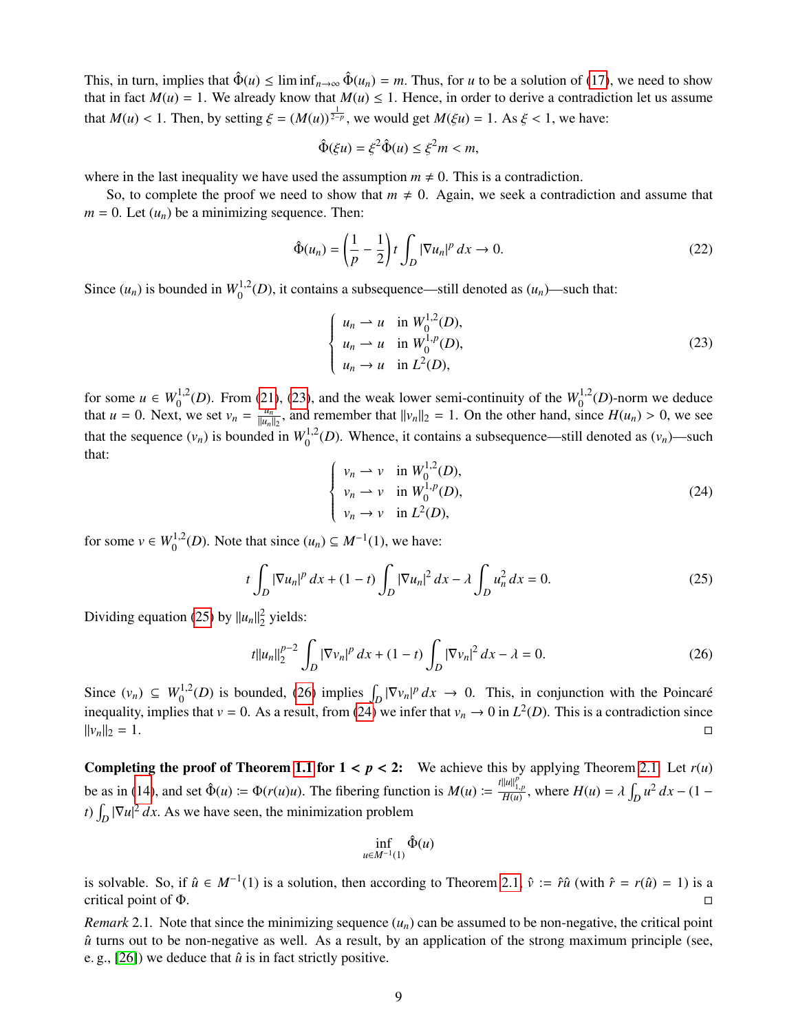This, in turn, implies that $\hat{\Phi}(u) \leq \liminf_{n\to\infty} \hat{\Phi}(u_n) = m$. Thus, for $u$ to be a solution of (17), we need to show that in fact $M(u) = 1$. We already know that $M(u) \leq 1$. Hence, in order to derive a contradiction let us assume that $M(u) < 1$. Then, by setting $\xi = (M(u))^{\frac{1}{2-p}}$, we would get $M(\xi u) = 1$. As $\xi < 1$, we have:

$$\hat{\Phi}(\xi u) = \xi^2 \hat{\Phi}(u) \leq \xi^2 m < m,$$

where in the last inequality we have used the assumption $m \neq 0$. This is a contradiction.

So, to complete the proof we need to show that $m \neq 0$. Again, we seek a contradiction and assume that $m = 0$. Let $(u_n)$ be a minimizing sequence. Then:

$$\hat{\Phi}(u_n) = \left(\frac{1}{p} - \frac{1}{2}\right) t \int_D |\nabla u_n|^p \, dx \to 0. \tag{22}$$

Since $(u_n)$ is bounded in $W_0^{1,2}(D)$, it contains a subsequence—still denoted as $(u_n)$—such that:

$$\begin{cases} u_n \rightharpoonup u & \text{in } W_0^{1,2}(D), \\ u_n \rightharpoonup u & \text{in } W_0^{1,p}(D), \\ u_n \to u & \text{in } L^2(D), \end{cases} \tag{23}$$

for some $u \in W_0^{1,2}(D)$. From (21), (23), and the weak lower semi-continuity of the $W_0^{1,2}(D)$-norm we deduce that $u = 0$. Next, we set $v_n = \frac{u_n}{\|u_n\|_2}$, and remember that $\|v_n\|_2 = 1$. On the other hand, since $H(u_n) > 0$, we see that the sequence $(v_n)$ is bounded in $W_0^{1,2}(D)$. Whence, it contains a subsequence—still denoted as $(v_n)$—such that:

$$\begin{cases} v_n \rightharpoonup v & \text{in } W_0^{1,2}(D), \\ v_n \rightharpoonup v & \text{in } W_0^{1,p}(D), \\ v_n \to v & \text{in } L^2(D), \end{cases} \tag{24}$$

for some $v \in W_0^{1,2}(D)$. Note that since $(u_n) \subseteq M^{-1}(1)$, we have:

$$t \int_D |\nabla u_n|^p \, dx + (1-t) \int_D |\nabla u_n|^2 \, dx - \lambda \int_D u_n^2 \, dx = 0. \tag{25}$$

Dividing equation (25) by $\|u_n\|_2^2$ yields:

$$t \|u_n\|_2^{p-2} \int_D |\nabla v_n|^p \, dx + (1-t) \int_D |\nabla v_n|^2 \, dx - \lambda = 0. \tag{26}$$

Since $(v_n) \subseteq W_0^{1,2}(D)$ is bounded, (26) implies $\int_D |\nabla v_n|^p \, dx \to 0$. This, in conjunction with the Poincaré inequality, implies that $v = 0$. As a result, from (24) we infer that $v_n \to 0$ in $L^2(D)$. This is a contradiction since $\|v_n\|_2 = 1$. ◻

**Completing the proof of Theorem 1.1 for $1 < p < 2$:** We achieve this by applying Theorem 2.1. Let $r(u)$ be as in (14), and set $\hat{\Phi}(u) := \Phi(r(u)u)$. The fibering function is $M(u) := \frac{t\|u\|_{1,p}^p}{H(u)}$, where $H(u) = \lambda \int_D u^2 \, dx - (1-t) \int_D |\nabla u|^2 \, dx$. As we have seen, the minimization problem

$$\inf_{u \in M^{-1}(1)} \hat{\Phi}(u)$$

is solvable. So, if $\hat{u} \in M^{-1}(1)$ is a solution, then according to Theorem 2.1, $\hat{v} := \hat{r}\hat{u}$ (with $\hat{r} = r(\hat{u}) = 1$) is a critical point of $\Phi$. ◻

*Remark* 2.1. Note that since the minimizing sequence $(u_n)$ can be assumed to be non-negative, the critical point $\hat{u}$ turns out to be non-negative as well. As a result, by an application of the strong maximum principle (see, e. g., [26]) we deduce that $\hat{u}$ is in fact strictly positive.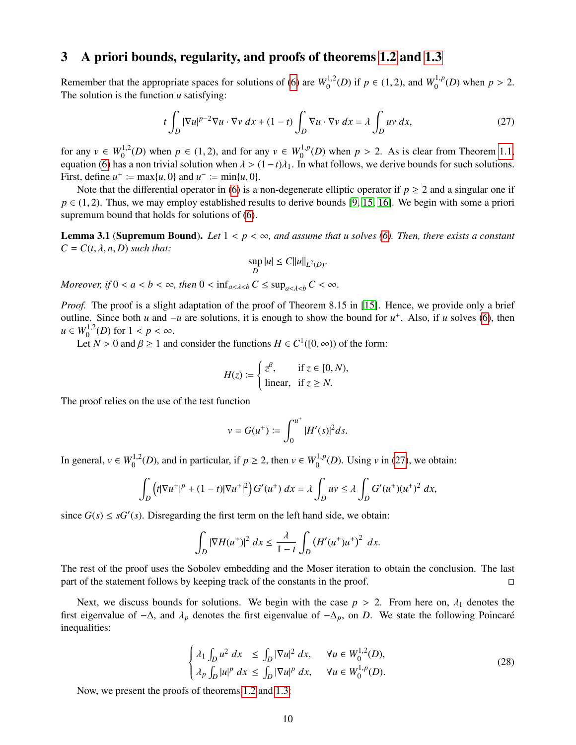## 3 A priori bounds, regularity, and proofs of theorems 1.2 and 1.3

Remember that the appropriate spaces for solutions of (6) are $W_0^{1,2}(D)$ if $p \in (1,2)$, and $W_0^{1,p}(D)$ when $p > 2$. The solution is the function $u$ satisfying:

$$t \int_D |\nabla u|^{p-2} \nabla u \cdot \nabla v \, dx + (1-t) \int_D \nabla u \cdot \nabla v \, dx = \lambda \int_D uv \, dx, \tag{27}$$

for any $v \in W_0^{1,2}(D)$ when $p \in (1,2)$, and for any $v \in W_0^{1,p}(D)$ when $p > 2$. As is clear from Theorem 1.1, equation (6) has a non trivial solution when $\lambda > (1-t)\lambda_1$. In what follows, we derive bounds for such solutions. First, define $u^+ := \max\{u, 0\}$ and $u^- := \min\{u, 0\}$.

Note that the differential operator in (6) is a non-degenerate elliptic operator if $p \geq 2$ and a singular one if $p \in (1,2)$. Thus, we may employ established results to derive bounds [9, 15, 16]. We begin with some a priori supremum bound that holds for solutions of (6).

**Lemma 3.1 (Supremum Bound).** *Let $1 < p < \infty$, and assume that $u$ solves (6). Then, there exists a constant $C = C(t, \lambda, n, D)$ such that:*

$$\sup_D |u| \leq C \|u\|_{L^2(D)}.$$

*Moreover, if $0 < a < b < \infty$, then $0 < \inf_{a<\lambda<b} C \leq \sup_{a<\lambda<b} C < \infty$.*

*Proof.* The proof is a slight adaptation of the proof of Theorem 8.15 in [15]. Hence, we provide only a brief outline. Since both $u$ and $-u$ are solutions, it is enough to show the bound for $u^+$. Also, if $u$ solves (6), then $u \in W_0^{1,2}(D)$ for $1 < p < \infty$.

Let $N > 0$ and $\beta \geq 1$ and consider the functions $H \in C^1([0,\infty))$ of the form:

$$H(z) := \begin{cases} z^\beta, & \text{if } z \in [0, N), \\ \text{linear}, & \text{if } z \geq N. \end{cases}$$

The proof relies on the use of the test function

$$v = G(u^+) := \int_0^{u^+} |H'(s)|^2 ds.$$

In general, $v \in W_0^{1,2}(D)$, and in particular, if $p \geq 2$, then $v \in W_0^{1,p}(D)$. Using $v$ in (27), we obtain:

$$\int_D \left( t|\nabla u^+|^p + (1-t)|\nabla u^+|^2 \right) G'(u^+) \, dx = \lambda \int_D uv \leq \lambda \int_D G'(u^+)(u^+)^2 \, dx,$$

since $G(s) \leq sG'(s)$. Disregarding the first term on the left hand side, we obtain:

$$\int_D |\nabla H(u^+)|^2 \, dx \leq \frac{\lambda}{1-t} \int_D \left( H'(u^+)u^+ \right)^2 \, dx.$$

The rest of the proof uses the Sobolev embedding and the Moser iteration to obtain the conclusion. The last part of the statement follows by keeping track of the constants in the proof. □

Next, we discuss bounds for solutions. We begin with the case $p > 2$. From here on, $\lambda_1$ denotes the first eigenvalue of $-\Delta$, and $\lambda_p$ denotes the first eigenvalue of $-\Delta_p$, on $D$. We state the following Poincaré inequalities:

$$\begin{cases} \lambda_1 \int_D u^2 \, dx & \leq \int_D |\nabla u|^2 \, dx, \quad \forall u \in W_0^{1,2}(D), \\ \lambda_p \int_D |u|^p \, dx & \leq \int_D |\nabla u|^p \, dx, \quad \forall u \in W_0^{1,p}(D). \end{cases} \tag{28}$$

Now, we present the proofs of theorems 1.2 and 1.3: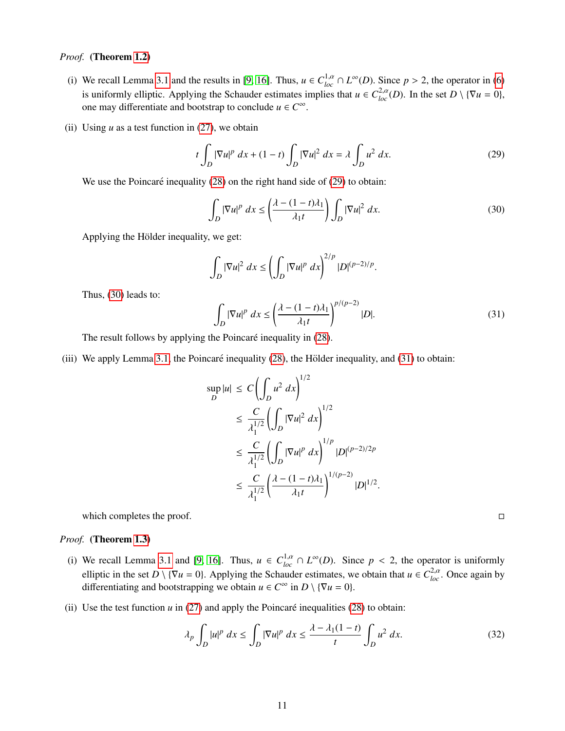*Proof.* **(Theorem 1.2)**

(i) We recall Lemma 3.1 and the results in [9, 16]. Thus, $u \in C^{1,\alpha}_{loc} \cap L^\infty(D)$. Since $p > 2$, the operator in (6) is uniformly elliptic. Applying the Schauder estimates implies that $u \in C^{2,\alpha}_{loc}(D)$. In the set $D \setminus \{\nabla u = 0\}$, one may differentiate and bootstrap to conclude $u \in C^\infty$.

(ii) Using $u$ as a test function in (27), we obtain

$$t \int_D |\nabla u|^p \, dx + (1-t) \int_D |\nabla u|^2 \, dx = \lambda \int_D u^2 \, dx. \tag{29}$$

We use the Poincaré inequality (28) on the right hand side of (29) to obtain:

$$\int_D |\nabla u|^p \, dx \leq \left( \frac{\lambda - (1-t)\lambda_1}{\lambda_1 t} \right) \int_D |\nabla u|^2 \, dx. \tag{30}$$

Applying the Hölder inequality, we get:

$$\int_D |\nabla u|^2 \, dx \leq \left( \int_D |\nabla u|^p \, dx \right)^{2/p} |D|^{(p-2)/p}.$$

Thus, (30) leads to:

$$\int_D |\nabla u|^p \, dx \leq \left( \frac{\lambda - (1-t)\lambda_1}{\lambda_1 t} \right)^{p/(p-2)} |D|. \tag{31}$$

The result follows by applying the Poincaré inequality in (28).

(iii) We apply Lemma 3.1, the Poincaré inequality (28), the Hölder inequality, and (31) to obtain:

$$\begin{aligned}
\sup_D |u| &\leq C \left( \int_D u^2 \, dx \right)^{1/2} \\
&\leq \frac{C}{\lambda_1^{1/2}} \left( \int_D |\nabla u|^2 \, dx \right)^{1/2} \\
&\leq \frac{C}{\lambda_1^{1/2}} \left( \int_D |\nabla u|^p \, dx \right)^{1/p} |D|^{(p-2)/2p} \\
&\leq \frac{C}{\lambda_1^{1/2}} \left( \frac{\lambda - (1-t)\lambda_1}{\lambda_1 t} \right)^{1/(p-2)} |D|^{1/2}.
\end{aligned}$$

which completes the proof. □

*Proof.* **(Theorem 1.3)**

(i) We recall Lemma 3.1 and [9, 16]. Thus, $u \in C^{1,\alpha}_{loc} \cap L^\infty(D)$. Since $p < 2$, the operator is uniformly elliptic in the set $D \setminus \{\nabla u = 0\}$. Applying the Schauder estimates, we obtain that $u \in C^{2,\alpha}_{loc}$. Once again by differentiating and bootstrapping we obtain $u \in C^\infty$ in $D \setminus \{\nabla u = 0\}$.

(ii) Use the test function $u$ in (27) and apply the Poincaré inequalities (28) to obtain:

$$\lambda_p \int_D |u|^p \, dx \leq \int_D |\nabla u|^p \, dx \leq \frac{\lambda - \lambda_1(1-t)}{t} \int_D u^2 \, dx. \tag{32}$$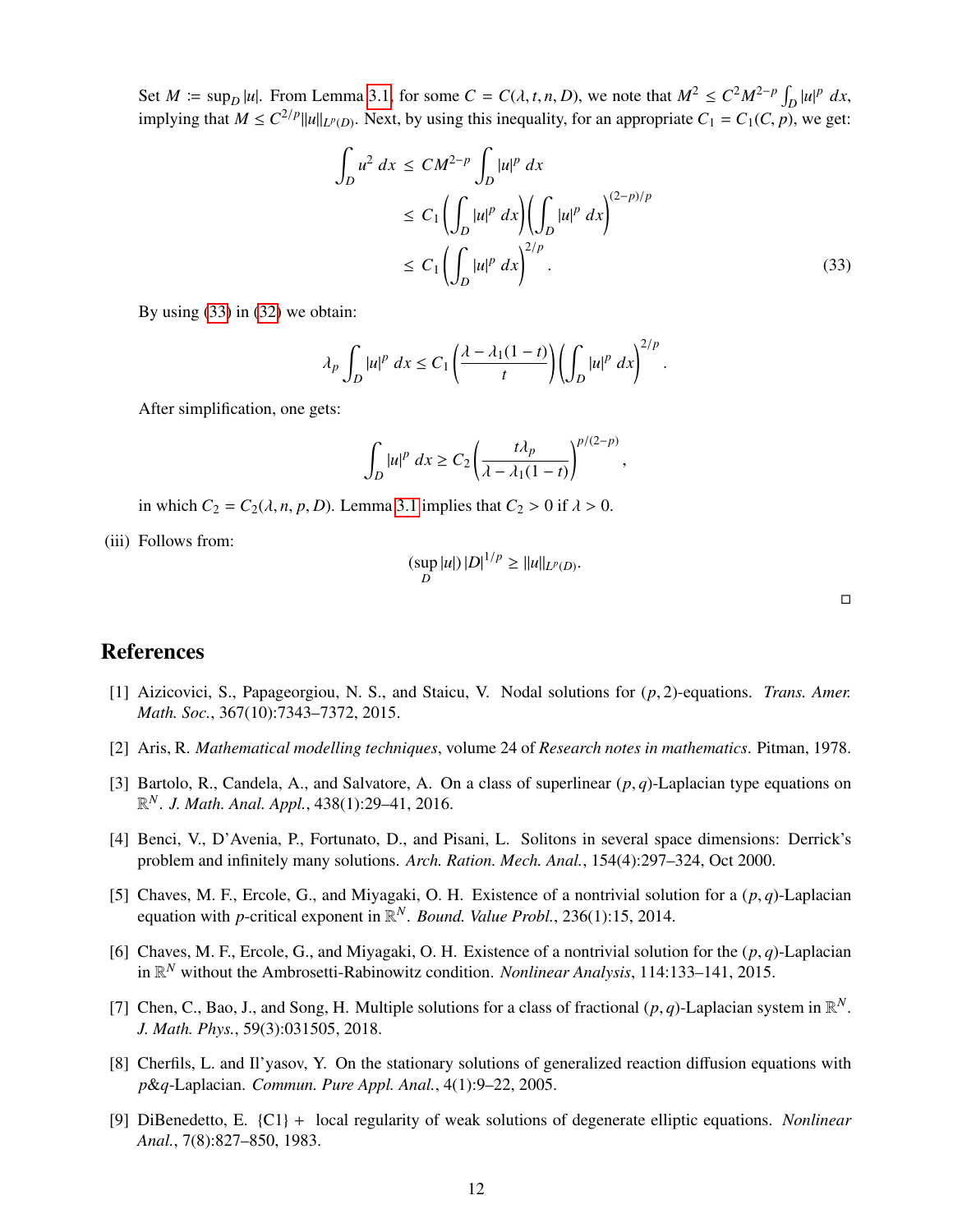Set $M := \sup_D |u|$. From Lemma 3.1, for some $C = C(\lambda, t, n, D)$, we note that $M^2 \leq C^2 M^{2-p} \int_D |u|^p \, dx$, implying that $M \leq C^{2/p} \|u\|_{L^p(D)}$. Next, by using this inequality, for an appropriate $C_1 = C_1(C, p)$, we get:

$$
\begin{aligned}
\int_D u^2 \, dx &\leq CM^{2-p} \int_D |u|^p \, dx \\
&\leq C_1 \left( \int_D |u|^p \, dx \right) \left( \int_D |u|^p \, dx \right)^{(2-p)/p} \\
&\leq C_1 \left( \int_D |u|^p \, dx \right)^{2/p}. \qquad (33)
\end{aligned}
$$

By using (33) in (32) we obtain:

$$
\lambda_p \int_D |u|^p \, dx \leq C_1 \left( \frac{\lambda - \lambda_1(1-t)}{t} \right) \left( \int_D |u|^p \, dx \right)^{2/p}.
$$

After simplification, one gets:

$$
\int_D |u|^p \, dx \geq C_2 \left( \frac{t\lambda_p}{\lambda - \lambda_1(1-t)} \right)^{p/(2-p)},
$$

in which $C_2 = C_2(\lambda, n, p, D)$. Lemma 3.1 implies that $C_2 > 0$ if $\lambda > 0$.

(iii) Follows from:

$$
(\sup_D |u|) \, |D|^{1/p} \geq \|u\|_{L^p(D)}.
$$

□

## References

[1] Aizicovici, S., Papageorgiou, N. S., and Staicu, V. Nodal solutions for $(p, 2)$-equations. *Trans. Amer. Math. Soc.*, 367(10):7343–7372, 2015.

[2] Aris, R. *Mathematical modelling techniques*, volume 24 of *Research notes in mathematics*. Pitman, 1978.

[3] Bartolo, R., Candela, A., and Salvatore, A. On a class of superlinear $(p, q)$-Laplacian type equations on $\mathbb{R}^N$. *J. Math. Anal. Appl.*, 438(1):29–41, 2016.

[4] Benci, V., D'Avenia, P., Fortunato, D., and Pisani, L. Solitons in several space dimensions: Derrick's problem and infinitely many solutions. *Arch. Ration. Mech. Anal.*, 154(4):297–324, Oct 2000.

[5] Chaves, M. F., Ercole, G., and Miyagaki, O. H. Existence of a nontrivial solution for a $(p, q)$-Laplacian equation with $p$-critical exponent in $\mathbb{R}^N$. *Bound. Value Probl.*, 236(1):15, 2014.

[6] Chaves, M. F., Ercole, G., and Miyagaki, O. H. Existence of a nontrivial solution for the $(p, q)$-Laplacian in $\mathbb{R}^N$ without the Ambrosetti-Rabinowitz condition. *Nonlinear Analysis*, 114:133–141, 2015.

[7] Chen, C., Bao, J., and Song, H. Multiple solutions for a class of fractional $(p, q)$-Laplacian system in $\mathbb{R}^N$. *J. Math. Phys.*, 59(3):031505, 2018.

[8] Cherfils, L. and Il'yasov, Y. On the stationary solutions of generalized reaction diffusion equations with $p$&$q$-Laplacian. *Commun. Pure Appl. Anal.*, 4(1):9–22, 2005.

[9] DiBenedetto, E. {C1} + local regularity of weak solutions of degenerate elliptic equations. *Nonlinear Anal.*, 7(8):827–850, 1983.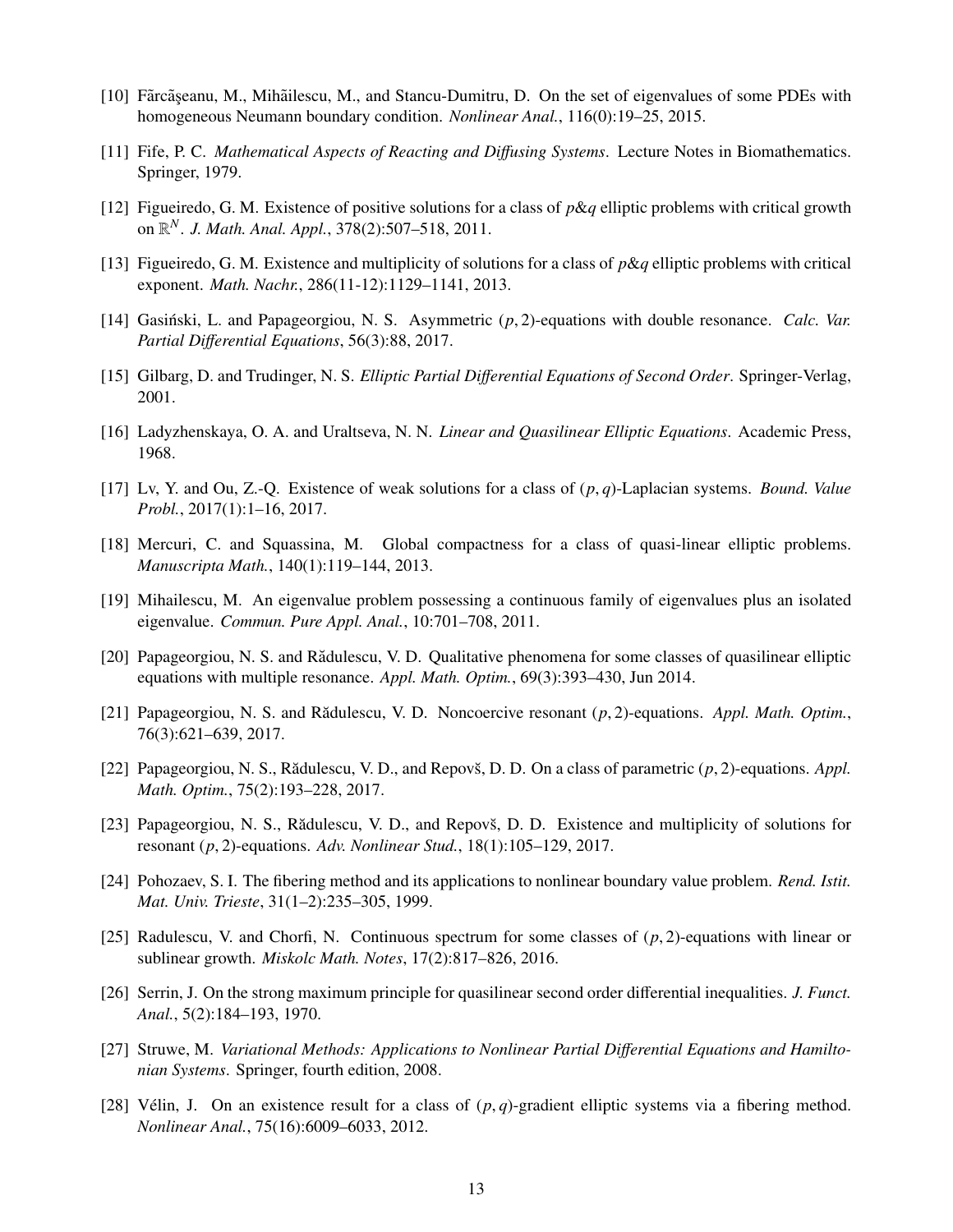[10] Fărcăşeanu, M., Mihăilescu, M., and Stancu-Dumitru, D. On the set of eigenvalues of some PDEs with homogeneous Neumann boundary condition. *Nonlinear Anal.*, 116(0):19–25, 2015.

[11] Fife, P. C. *Mathematical Aspects of Reacting and Diffusing Systems*. Lecture Notes in Biomathematics. Springer, 1979.

[12] Figueiredo, G. M. Existence of positive solutions for a class of $p\&q$ elliptic problems with critical growth on $\mathbb{R}^N$. *J. Math. Anal. Appl.*, 378(2):507–518, 2011.

[13] Figueiredo, G. M. Existence and multiplicity of solutions for a class of $p\&q$ elliptic problems with critical exponent. *Math. Nachr.*, 286(11-12):1129–1141, 2013.

[14] Gasiński, L. and Papageorgiou, N. S. Asymmetric $(p,2)$-equations with double resonance. *Calc. Var. Partial Differential Equations*, 56(3):88, 2017.

[15] Gilbarg, D. and Trudinger, N. S. *Elliptic Partial Differential Equations of Second Order*. Springer-Verlag, 2001.

[16] Ladyzhenskaya, O. A. and Uraltseva, N. N. *Linear and Quasilinear Elliptic Equations*. Academic Press, 1968.

[17] Lv, Y. and Ou, Z.-Q. Existence of weak solutions for a class of $(p,q)$-Laplacian systems. *Bound. Value Probl.*, 2017(1):1–16, 2017.

[18] Mercuri, C. and Squassina, M. Global compactness for a class of quasi-linear elliptic problems. *Manuscripta Math.*, 140(1):119–144, 2013.

[19] Mihailescu, M. An eigenvalue problem possessing a continuous family of eigenvalues plus an isolated eigenvalue. *Commun. Pure Appl. Anal.*, 10:701–708, 2011.

[20] Papageorgiou, N. S. and Rădulescu, V. D. Qualitative phenomena for some classes of quasilinear elliptic equations with multiple resonance. *Appl. Math. Optim.*, 69(3):393–430, Jun 2014.

[21] Papageorgiou, N. S. and Rădulescu, V. D. Noncoercive resonant $(p,2)$-equations. *Appl. Math. Optim.*, 76(3):621–639, 2017.

[22] Papageorgiou, N. S., Rădulescu, V. D., and Repovš, D. D. On a class of parametric $(p,2)$-equations. *Appl. Math. Optim.*, 75(2):193–228, 2017.

[23] Papageorgiou, N. S., Rădulescu, V. D., and Repovš, D. D. Existence and multiplicity of solutions for resonant $(p,2)$-equations. *Adv. Nonlinear Stud.*, 18(1):105–129, 2017.

[24] Pohozaev, S. I. The fibering method and its applications to nonlinear boundary value problem. *Rend. Istit. Mat. Univ. Trieste*, 31(1–2):235–305, 1999.

[25] Radulescu, V. and Chorfi, N. Continuous spectrum for some classes of $(p,2)$-equations with linear or sublinear growth. *Miskolc Math. Notes*, 17(2):817–826, 2016.

[26] Serrin, J. On the strong maximum principle for quasilinear second order differential inequalities. *J. Funct. Anal.*, 5(2):184–193, 1970.

[27] Struwe, M. *Variational Methods: Applications to Nonlinear Partial Differential Equations and Hamiltonian Systems*. Springer, fourth edition, 2008.

[28] Vélin, J. On an existence result for a class of $(p,q)$-gradient elliptic systems via a fibering method. *Nonlinear Anal.*, 75(16):6009–6033, 2012.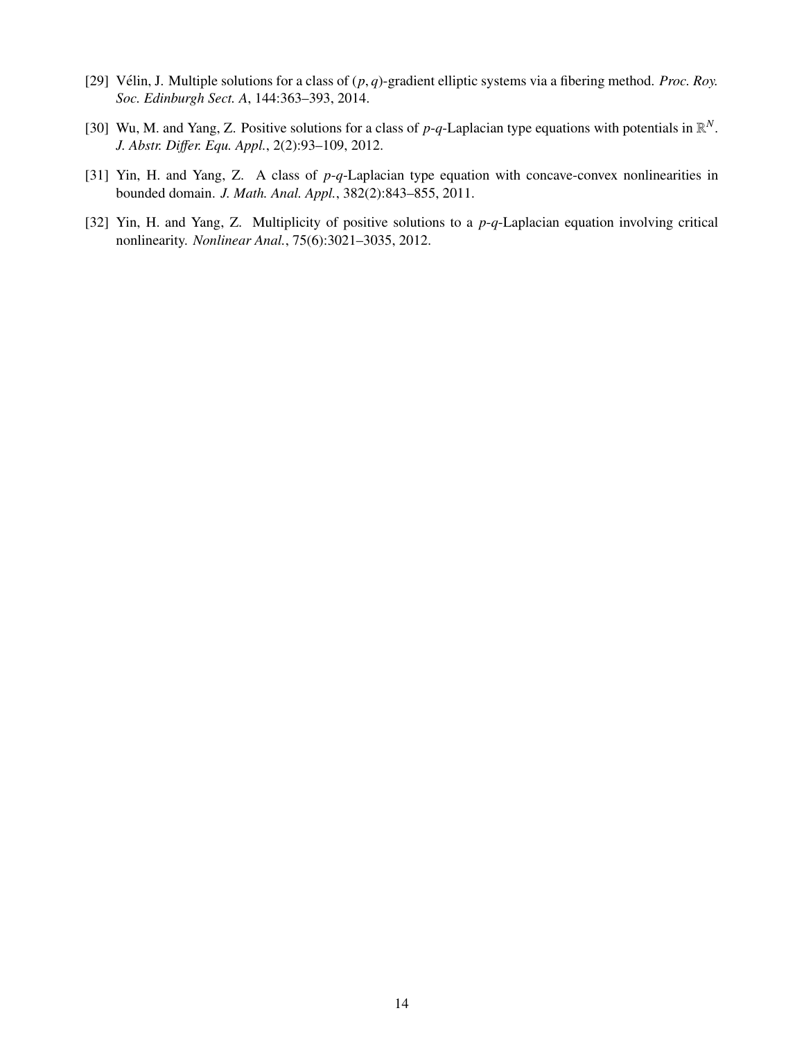[29] Vélin, J. Multiple solutions for a class of $(p,q)$-gradient elliptic systems via a fibering method. *Proc. Roy. Soc. Edinburgh Sect. A*, 144:363–393, 2014.

[30] Wu, M. and Yang, Z. Positive solutions for a class of $p$-$q$-Laplacian type equations with potentials in $\mathbb{R}^N$. *J. Abstr. Differ. Equ. Appl.*, 2(2):93–109, 2012.

[31] Yin, H. and Yang, Z. A class of $p$-$q$-Laplacian type equation with concave-convex nonlinearities in bounded domain. *J. Math. Anal. Appl.*, 382(2):843–855, 2011.

[32] Yin, H. and Yang, Z. Multiplicity of positive solutions to a $p$-$q$-Laplacian equation involving critical nonlinearity. *Nonlinear Anal.*, 75(6):3021–3035, 2012.